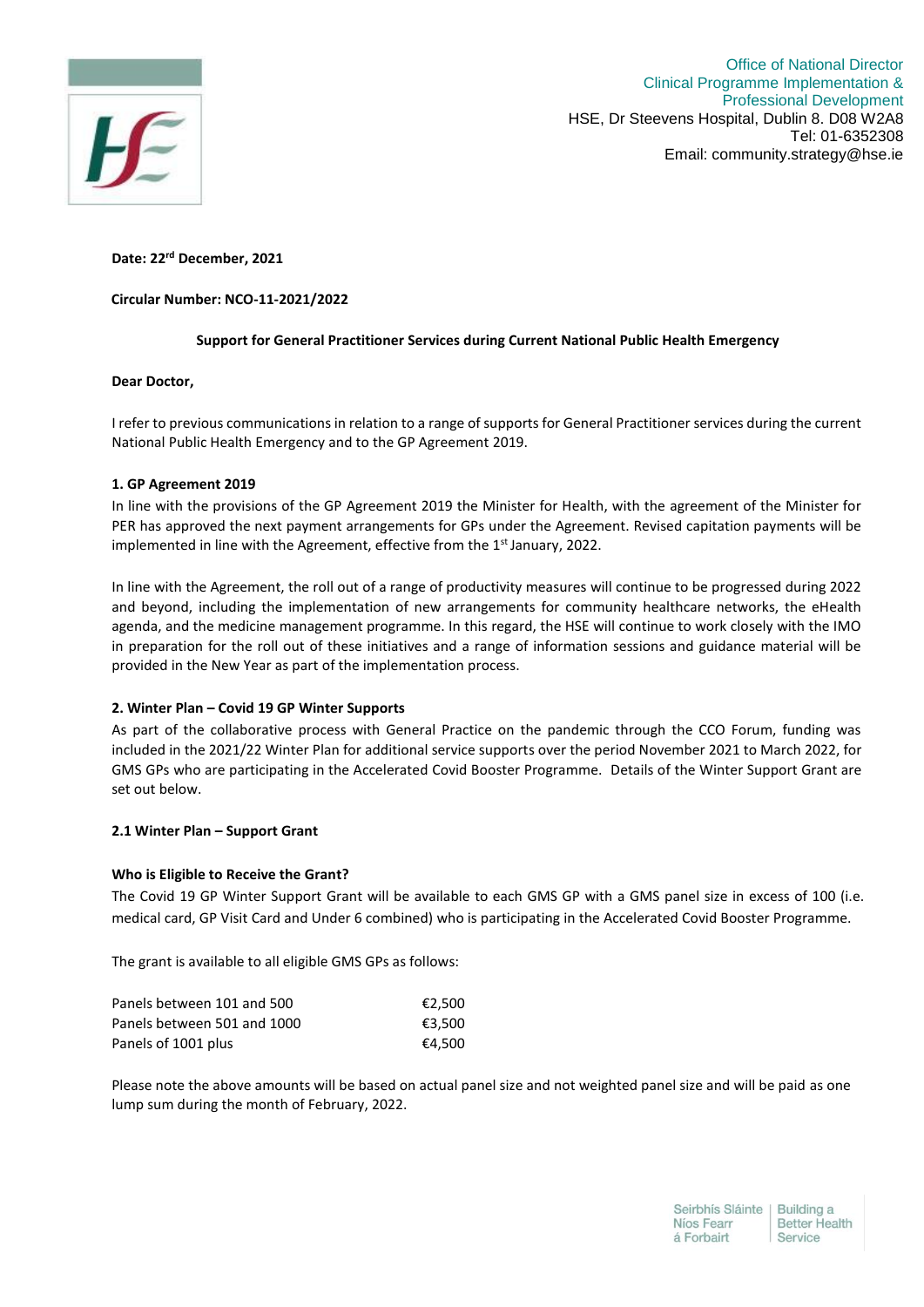Office of National Director
Clinical Programme Implementation &
Professional Development
HSE, Dr Steevens Hospital, Dublin 8. D08 W2A8
Tel: 01-6352308
Email: community.strategy@hse.ie

**Date: 22rd December, 2021**

**Circular Number: NCO-11-2021/2022**

**Support for General Practitioner Services during Current National Public Health Emergency**

**Dear Doctor,**

I refer to previous communications in relation to a range of supports for General Practitioner services during the current National Public Health Emergency and to the GP Agreement 2019.

### 1. GP Agreement 2019

In line with the provisions of the GP Agreement 2019 the Minister for Health, with the agreement of the Minister for PER has approved the next payment arrangements for GPs under the Agreement. Revised capitation payments will be implemented in line with the Agreement, effective from the 1st January, 2022.

In line with the Agreement, the roll out of a range of productivity measures will continue to be progressed during 2022 and beyond, including the implementation of new arrangements for community healthcare networks, the eHealth agenda, and the medicine management programme. In this regard, the HSE will continue to work closely with the IMO in preparation for the roll out of these initiatives and a range of information sessions and guidance material will be provided in the New Year as part of the implementation process.

### 2. Winter Plan – Covid 19 GP Winter Supports

As part of the collaborative process with General Practice on the pandemic through the CCO Forum, funding was included in the 2021/22 Winter Plan for additional service supports over the period November 2021 to March 2022, for GMS GPs who are participating in the Accelerated Covid Booster Programme. Details of the Winter Support Grant are set out below.

#### 2.1 Winter Plan – Support Grant

**Who is Eligible to Receive the Grant?**

The Covid 19 GP Winter Support Grant will be available to each GMS GP with a GMS panel size in excess of 100 (i.e. medical card, GP Visit Card and Under 6 combined) who is participating in the Accelerated Covid Booster Programme.

The grant is available to all eligible GMS GPs as follows:

| | |
|---|---|
| Panels between 101 and 500 | €2,500 |
| Panels between 501 and 1000 | €3,500 |
| Panels of 1001 plus | €4,500 |

Please note the above amounts will be based on actual panel size and not weighted panel size and will be paid as one lump sum during the month of February, 2022.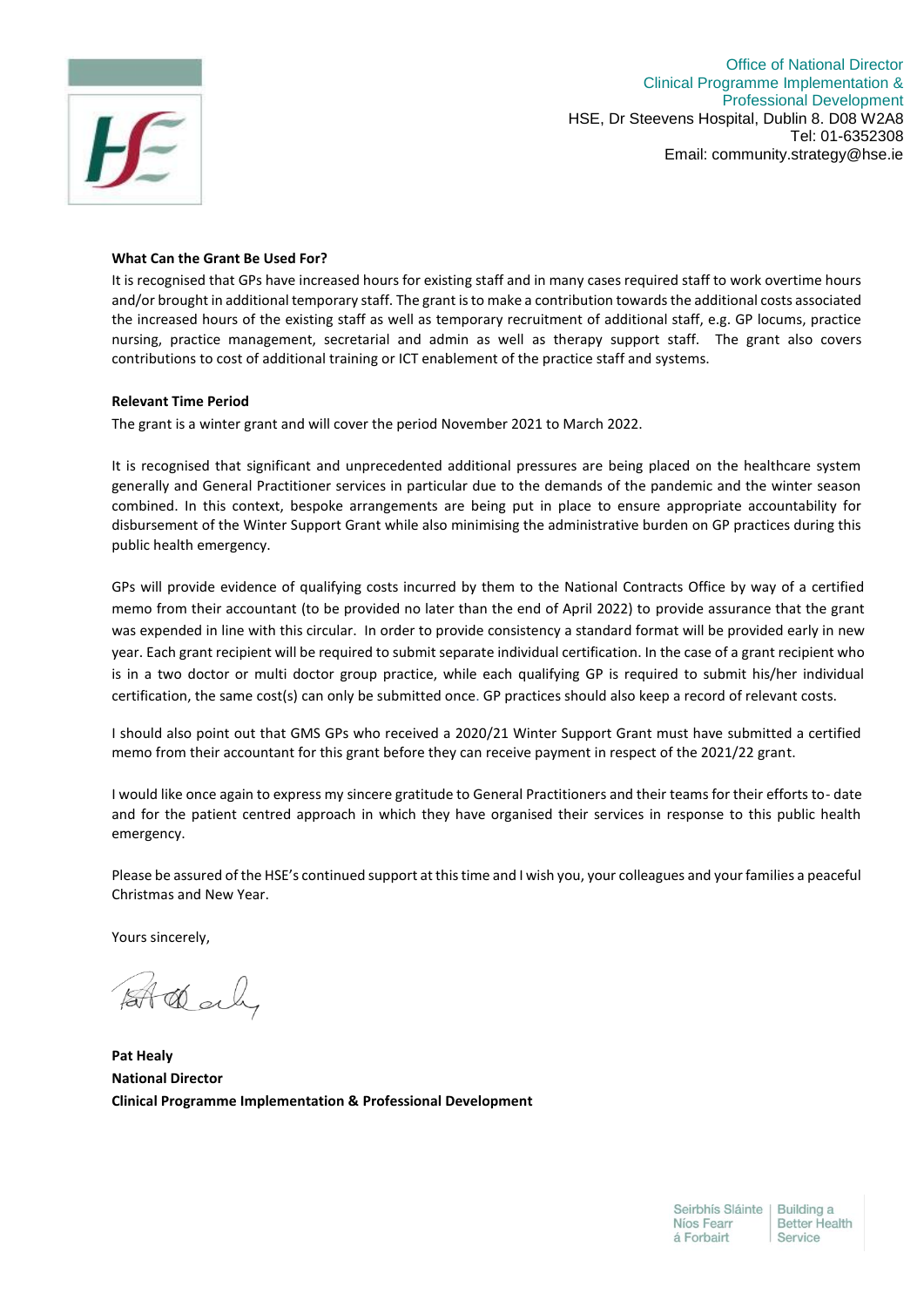Office of National Director
Clinical Programme Implementation &
Professional Development
HSE, Dr Steevens Hospital, Dublin 8. D08 W2A8
Tel: 01-6352308
Email: community.strategy@hse.ie

**What Can the Grant Be Used For?**

It is recognised that GPs have increased hours for existing staff and in many cases required staff to work overtime hours and/or brought in additional temporary staff. The grant is to make a contribution towards the additional costs associated the increased hours of the existing staff as well as temporary recruitment of additional staff, e.g. GP locums, practice nursing, practice management, secretarial and admin as well as therapy support staff. The grant also covers contributions to cost of additional training or ICT enablement of the practice staff and systems.

**Relevant Time Period**

The grant is a winter grant and will cover the period November 2021 to March 2022.

It is recognised that significant and unprecedented additional pressures are being placed on the healthcare system generally and General Practitioner services in particular due to the demands of the pandemic and the winter season combined. In this context, bespoke arrangements are being put in place to ensure appropriate accountability for disbursement of the Winter Support Grant while also minimising the administrative burden on GP practices during this public health emergency.

GPs will provide evidence of qualifying costs incurred by them to the National Contracts Office by way of a certified memo from their accountant (to be provided no later than the end of April 2022) to provide assurance that the grant was expended in line with this circular. In order to provide consistency a standard format will be provided early in new year. Each grant recipient will be required to submit separate individual certification. In the case of a grant recipient who is in a two doctor or multi doctor group practice, while each qualifying GP is required to submit his/her individual certification, the same cost(s) can only be submitted once. GP practices should also keep a record of relevant costs.

I should also point out that GMS GPs who received a 2020/21 Winter Support Grant must have submitted a certified memo from their accountant for this grant before they can receive payment in respect of the 2021/22 grant.

I would like once again to express my sincere gratitude to General Practitioners and their teams for their efforts to- date and for the patient centred approach in which they have organised their services in response to this public health emergency.

Please be assured of the HSE's continued support at this time and I wish you, your colleagues and your families a peaceful Christmas and New Year.

Yours sincerely,

**Pat Healy**
**National Director**
**Clinical Programme Implementation & Professional Development**